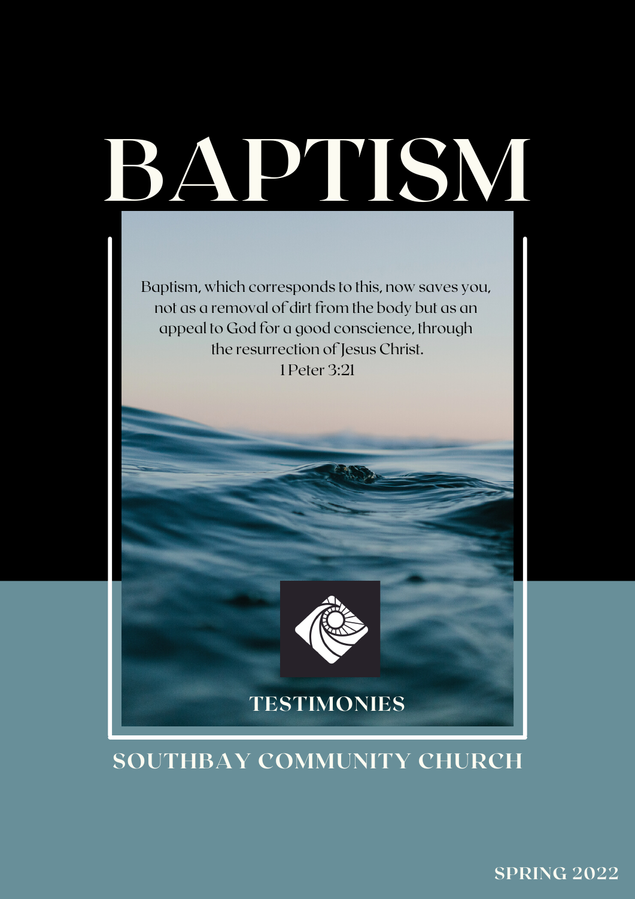# BAPTISM

Baptism, which corresponds to this, now saves you, not as a removal of dirt from the body but as an appeal to God for a good conscience, through the resurrection of Jesus Christ.
1 Peter 3:21

## TESTIMONIES

**SOUTHBAY COMMUNITY CHURCH**

**SPRING 2022**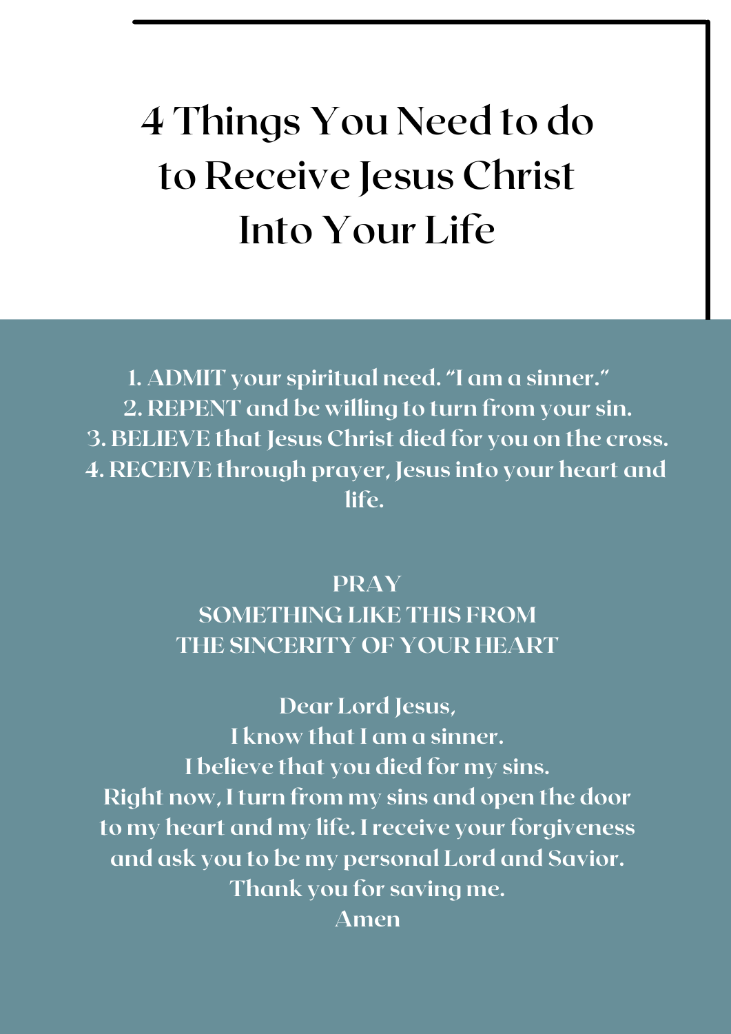# 4 Things You Need to do to Receive Jesus Christ Into Your Life

1. ADMIT your spiritual need. "I am a sinner."
2. REPENT and be willing to turn from your sin.
3. BELIEVE that Jesus Christ died for you on the cross.
4. RECEIVE through prayer, Jesus into your heart and life.

PRAY
SOMETHING LIKE THIS FROM
THE SINCERITY OF YOUR HEART

Dear Lord Jesus,
I know that I am a sinner.
I believe that you died for my sins.
Right now, I turn from my sins and open the door to my heart and my life. I receive your forgiveness and ask you to be my personal Lord and Savior.
Thank you for saving me.
Amen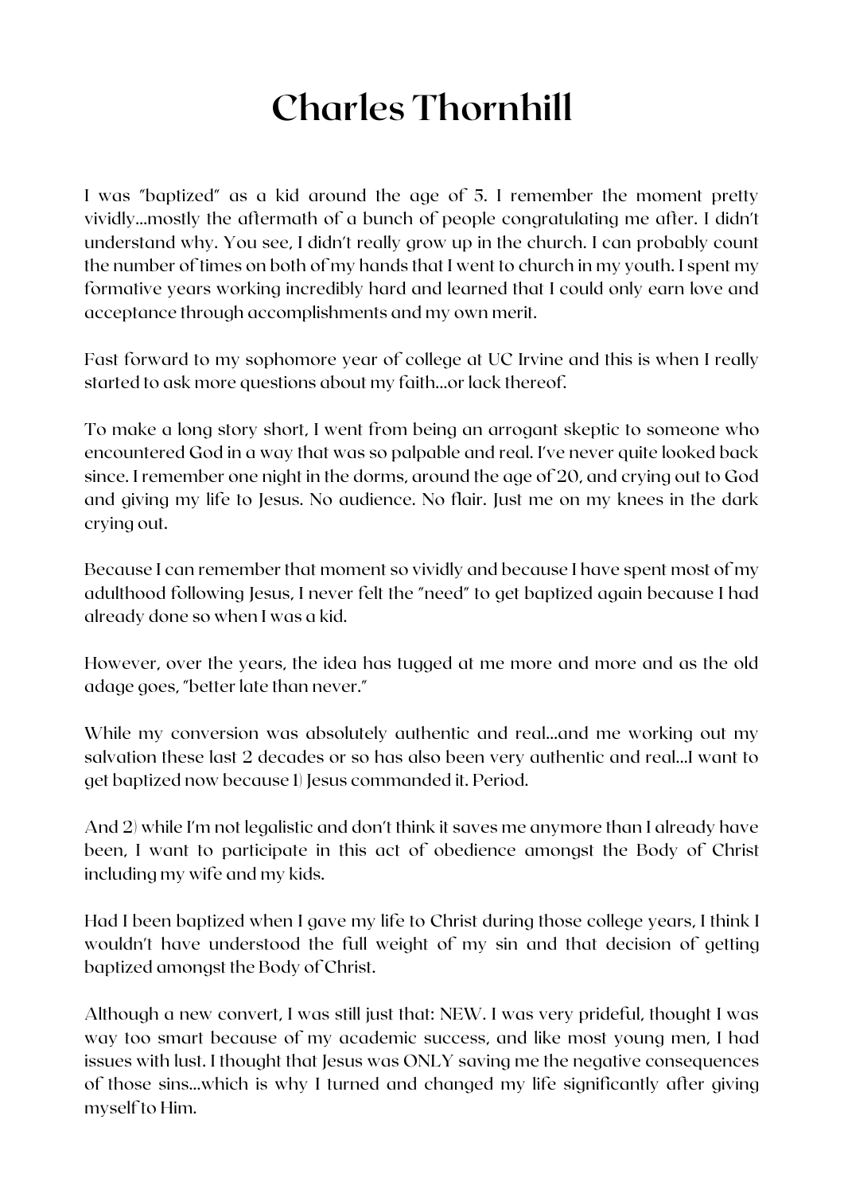# Charles Thornhill

I was "baptized" as a kid around the age of 5. I remember the moment pretty vividly...mostly the aftermath of a bunch of people congratulating me after. I didn't understand why. You see, I didn't really grow up in the church. I can probably count the number of times on both of my hands that I went to church in my youth. I spent my formative years working incredibly hard and learned that I could only earn love and acceptance through accomplishments and my own merit.

Fast forward to my sophomore year of college at UC Irvine and this is when I really started to ask more questions about my faith...or lack thereof.

To make a long story short, I went from being an arrogant skeptic to someone who encountered God in a way that was so palpable and real. I've never quite looked back since. I remember one night in the dorms, around the age of 20, and crying out to God and giving my life to Jesus. No audience. No flair. Just me on my knees in the dark crying out.

Because I can remember that moment so vividly and because I have spent most of my adulthood following Jesus, I never felt the "need" to get baptized again because I had already done so when I was a kid.

However, over the years, the idea has tugged at me more and more and as the old adage goes, "better late than never."

While my conversion was absolutely authentic and real...and me working out my salvation these last 2 decades or so has also been very authentic and real...I want to get baptized now because 1) Jesus commanded it. Period.

And 2) while I'm not legalistic and don't think it saves me anymore than I already have been, I want to participate in this act of obedience amongst the Body of Christ including my wife and my kids.

Had I been baptized when I gave my life to Christ during those college years, I think I wouldn't have understood the full weight of my sin and that decision of getting baptized amongst the Body of Christ.

Although a new convert, I was still just that: NEW. I was very prideful, thought I was way too smart because of my academic success, and like most young men, I had issues with lust. I thought that Jesus was ONLY saving me the negative consequences of those sins...which is why I turned and changed my life significantly after giving myself to Him.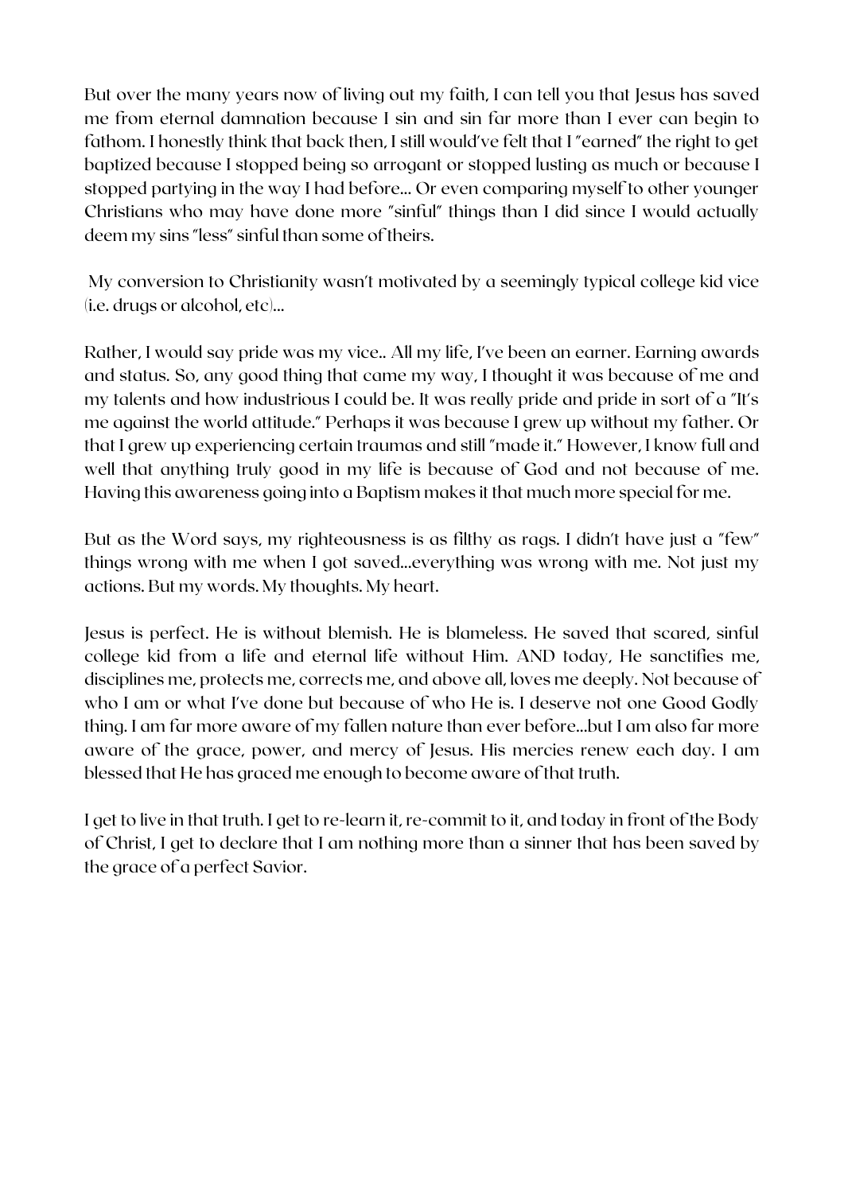But over the many years now of living out my faith, I can tell you that Jesus has saved me from eternal damnation because I sin and sin far more than I ever can begin to fathom. I honestly think that back then, I still would've felt that I "earned" the right to get baptized because I stopped being so arrogant or stopped lusting as much or because I stopped partying in the way I had before... Or even comparing myself to other younger Christians who may have done more "sinful" things than I did since I would actually deem my sins "less" sinful than some of theirs.

My conversion to Christianity wasn't motivated by a seemingly typical college kid vice (i.e. drugs or alcohol, etc)...

Rather, I would say pride was my vice.. All my life, I've been an earner. Earning awards and status. So, any good thing that came my way, I thought it was because of me and my talents and how industrious I could be. It was really pride and pride in sort of a "It's me against the world attitude." Perhaps it was because I grew up without my father. Or that I grew up experiencing certain traumas and still "made it." However, I know full and well that anything truly good in my life is because of God and not because of me. Having this awareness going into a Baptism makes it that much more special for me.

But as the Word says, my righteousness is as filthy as rags. I didn't have just a "few" things wrong with me when I got saved...everything was wrong with me. Not just my actions. But my words. My thoughts. My heart.

Jesus is perfect. He is without blemish. He is blameless. He saved that scared, sinful college kid from a life and eternal life without Him. AND today, He sanctifies me, disciplines me, protects me, corrects me, and above all, loves me deeply. Not because of who I am or what I've done but because of who He is. I deserve not one Good Godly thing. I am far more aware of my fallen nature than ever before...but I am also far more aware of the grace, power, and mercy of Jesus. His mercies renew each day. I am blessed that He has graced me enough to become aware of that truth.

I get to live in that truth. I get to re-learn it, re-commit to it, and today in front of the Body of Christ, I get to declare that I am nothing more than a sinner that has been saved by the grace of a perfect Savior.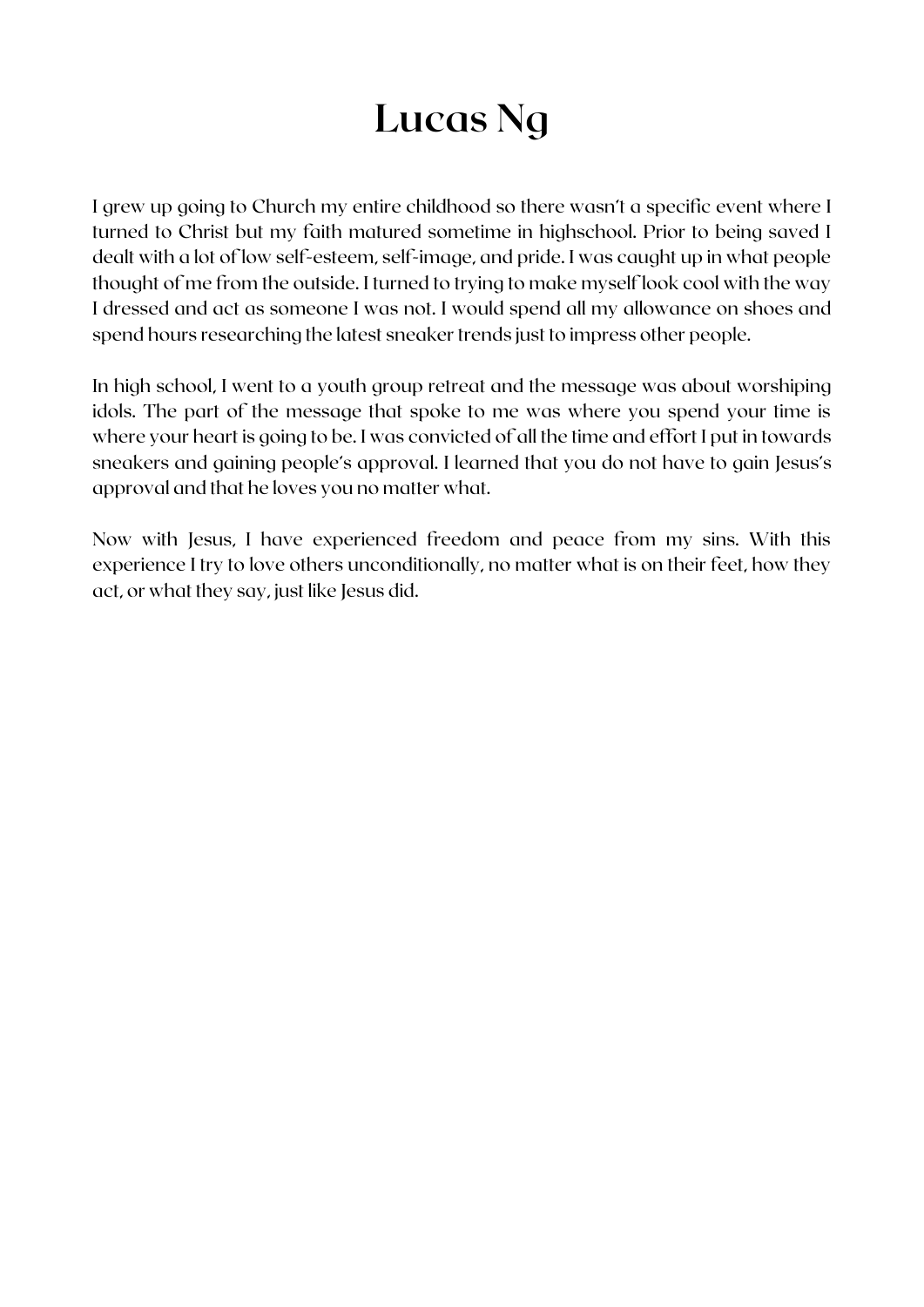# Lucas Ng

I grew up going to Church my entire childhood so there wasn't a specific event where I turned to Christ but my faith matured sometime in highschool. Prior to being saved I dealt with a lot of low self-esteem, self-image, and pride. I was caught up in what people thought of me from the outside. I turned to trying to make myself look cool with the way I dressed and act as someone I was not. I would spend all my allowance on shoes and spend hours researching the latest sneaker trends just to impress other people.

In high school, I went to a youth group retreat and the message was about worshiping idols. The part of the message that spoke to me was where you spend your time is where your heart is going to be. I was convicted of all the time and effort I put in towards sneakers and gaining people's approval. I learned that you do not have to gain Jesus's approval and that he loves you no matter what.

Now with Jesus, I have experienced freedom and peace from my sins. With this experience I try to love others unconditionally, no matter what is on their feet, how they act, or what they say, just like Jesus did.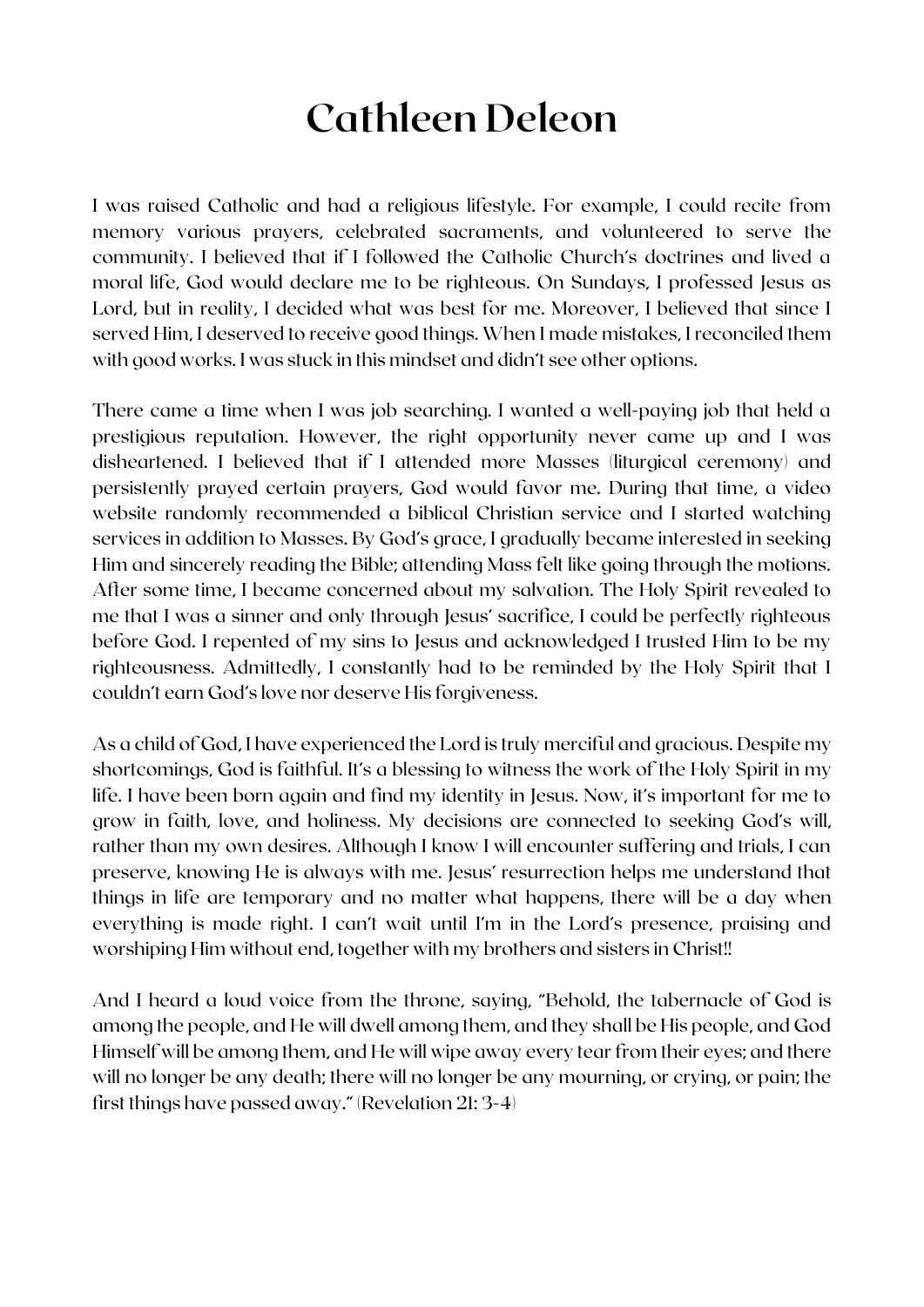# Cathleen Deleon

I was raised Catholic and had a religious lifestyle. For example, I could recite from memory various prayers, celebrated sacraments, and volunteered to serve the community. I believed that if I followed the Catholic Church's doctrines and lived a moral life, God would declare me to be righteous. On Sundays, I professed Jesus as Lord, but in reality, I decided what was best for me. Moreover, I believed that since I served Him, I deserved to receive good things. When I made mistakes, I reconciled them with good works. I was stuck in this mindset and didn't see other options.

There came a time when I was job searching. I wanted a well-paying job that held a prestigious reputation. However, the right opportunity never came up and I was disheartened. I believed that if I attended more Masses (liturgical ceremony) and persistently prayed certain prayers, God would favor me. During that time, a video website randomly recommended a biblical Christian service and I started watching services in addition to Masses. By God's grace, I gradually became interested in seeking Him and sincerely reading the Bible; attending Mass felt like going through the motions. After some time, I became concerned about my salvation. The Holy Spirit revealed to me that I was a sinner and only through Jesus' sacrifice, I could be perfectly righteous before God. I repented of my sins to Jesus and acknowledged I trusted Him to be my righteousness. Admittedly, I constantly had to be reminded by the Holy Spirit that I couldn't earn God's love nor deserve His forgiveness.

As a child of God, I have experienced the Lord is truly merciful and gracious. Despite my shortcomings, God is faithful. It's a blessing to witness the work of the Holy Spirit in my life. I have been born again and find my identity in Jesus. Now, it's important for me to grow in faith, love, and holiness. My decisions are connected to seeking God's will, rather than my own desires. Although I know I will encounter suffering and trials, I can preserve, knowing He is always with me. Jesus' resurrection helps me understand that things in life are temporary and no matter what happens, there will be a day when everything is made right. I can't wait until I'm in the Lord's presence, praising and worshiping Him without end, together with my brothers and sisters in Christ!!

And I heard a loud voice from the throne, saying, "Behold, the tabernacle of God is among the people, and He will dwell among them, and they shall be His people, and God Himself will be among them, and He will wipe away every tear from their eyes; and there will no longer be any death; there will no longer be any mourning, or crying, or pain; the first things have passed away." (Revelation 21: 3-4)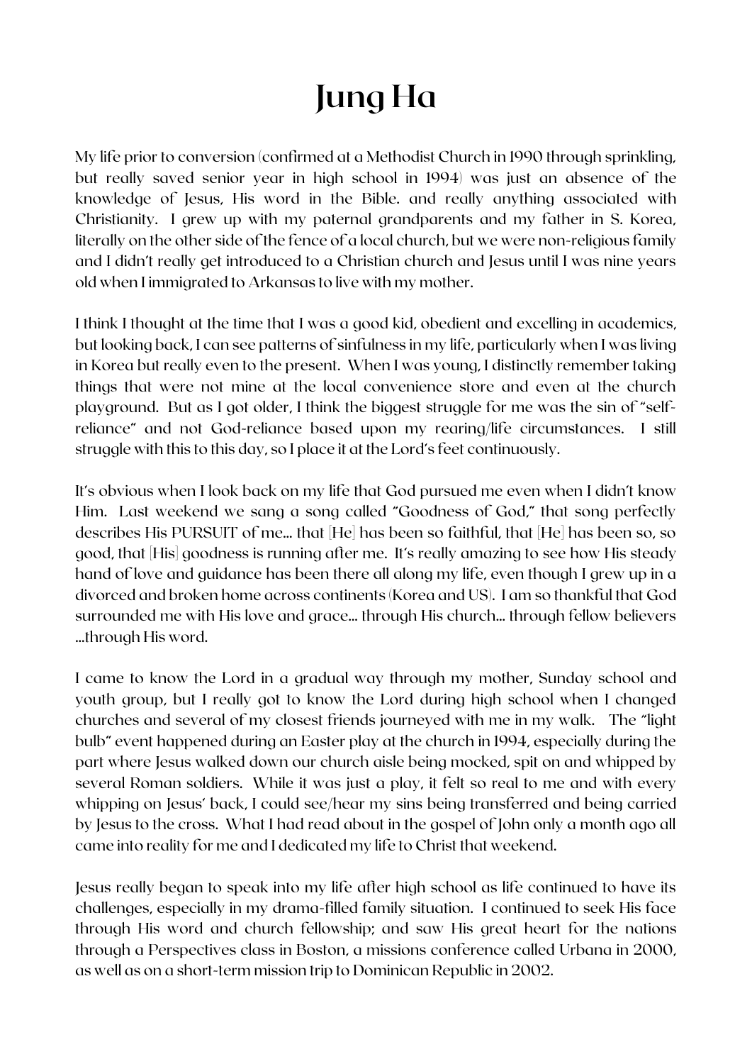# Jung Ha

My life prior to conversion (confirmed at a Methodist Church in 1990 through sprinkling, but really saved senior year in high school in 1994) was just an absence of the knowledge of Jesus, His word in the Bible. and really anything associated with Christianity. I grew up with my paternal grandparents and my father in S. Korea, literally on the other side of the fence of a local church, but we were non-religious family and I didn't really get introduced to a Christian church and Jesus until I was nine years old when I immigrated to Arkansas to live with my mother.

I think I thought at the time that I was a good kid, obedient and excelling in academics, but looking back, I can see patterns of sinfulness in my life, particularly when I was living in Korea but really even to the present. When I was young, I distinctly remember taking things that were not mine at the local convenience store and even at the church playground. But as I got older, I think the biggest struggle for me was the sin of "self-reliance" and not God-reliance based upon my rearing/life circumstances. I still struggle with this to this day, so I place it at the Lord's feet continuously.

It's obvious when I look back on my life that God pursued me even when I didn't know Him. Last weekend we sang a song called "Goodness of God," that song perfectly describes His PURSUIT of me… that [He] has been so faithful, that [He] has been so, so good, that [His] goodness is running after me. It's really amazing to see how His steady hand of love and guidance has been there all along my life, even though I grew up in a divorced and broken home across continents (Korea and US). I am so thankful that God surrounded me with His love and grace… through His church… through fellow believers …through His word.

I came to know the Lord in a gradual way through my mother, Sunday school and youth group, but I really got to know the Lord during high school when I changed churches and several of my closest friends journeyed with me in my walk. The "light bulb" event happened during an Easter play at the church in 1994, especially during the part where Jesus walked down our church aisle being mocked, spit on and whipped by several Roman soldiers. While it was just a play, it felt so real to me and with every whipping on Jesus' back, I could see/hear my sins being transferred and being carried by Jesus to the cross. What I had read about in the gospel of John only a month ago all came into reality for me and I dedicated my life to Christ that weekend.

Jesus really began to speak into my life after high school as life continued to have its challenges, especially in my drama-filled family situation. I continued to seek His face through His word and church fellowship; and saw His great heart for the nations through a Perspectives class in Boston, a missions conference called Urbana in 2000, as well as on a short-term mission trip to Dominican Republic in 2002.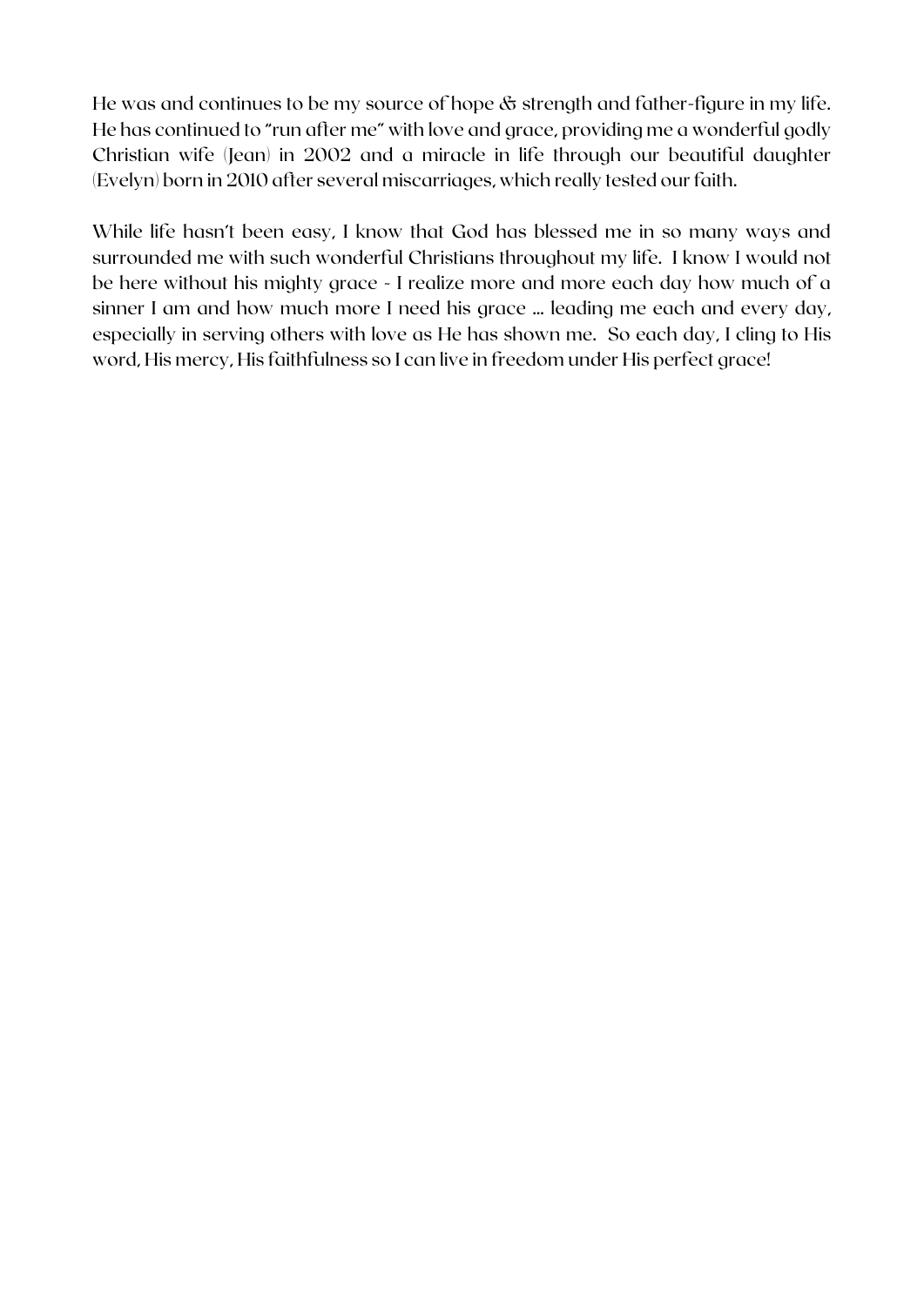He was and continues to be my source of hope & strength and father-figure in my life. He has continued to "run after me" with love and grace, providing me a wonderful godly Christian wife (Jean) in 2002 and a miracle in life through our beautiful daughter (Evelyn) born in 2010 after several miscarriages, which really tested our faith.

While life hasn't been easy, I know that God has blessed me in so many ways and surrounded me with such wonderful Christians throughout my life. I know I would not be here without his mighty grace - I realize more and more each day how much of a sinner I am and how much more I need his grace … leading me each and every day, especially in serving others with love as He has shown me. So each day, I cling to His word, His mercy, His faithfulness so I can live in freedom under His perfect grace!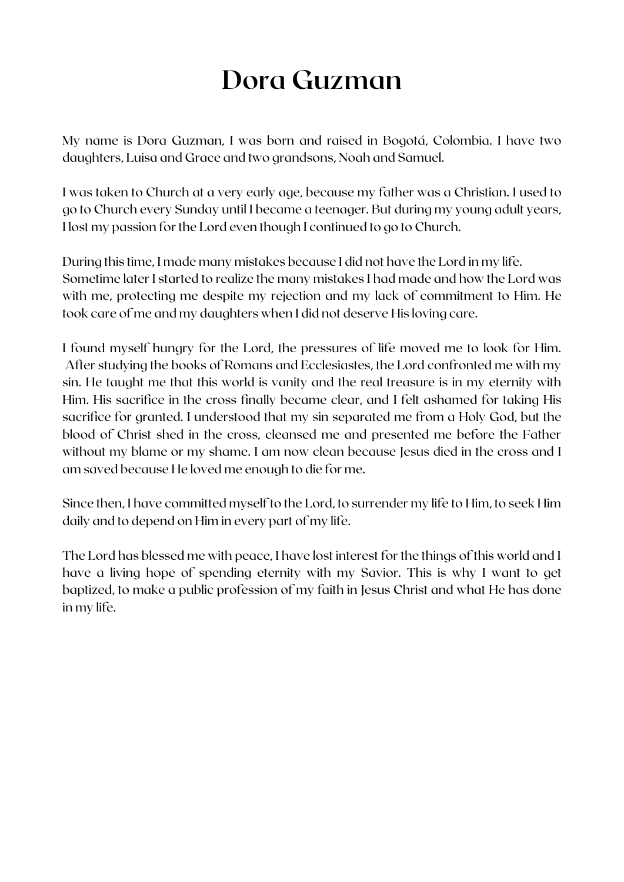# Dora Guzman

My name is Dora Guzman, I was born and raised in Bogotá, Colombia. I have two daughters, Luisa and Grace and two grandsons, Noah and Samuel.

I was taken to Church at a very early age, because my father was a Christian. I used to go to Church every Sunday until I became a teenager. But during my young adult years, I lost my passion for the Lord even though I continued to go to Church.

During this time, I made many mistakes because I did not have the Lord in my life. Sometime later I started to realize the many mistakes I had made and how the Lord was with me, protecting me despite my rejection and my lack of commitment to Him. He took care of me and my daughters when I did not deserve His loving care.

I found myself hungry for the Lord, the pressures of life moved me to look for Him. After studying the books of Romans and Ecclesiastes, the Lord confronted me with my sin. He taught me that this world is vanity and the real treasure is in my eternity with Him. His sacrifice in the cross finally became clear, and I felt ashamed for taking His sacrifice for granted. I understood that my sin separated me from a Holy God, but the blood of Christ shed in the cross, cleansed me and presented me before the Father without my blame or my shame. I am now clean because Jesus died in the cross and I am saved because He loved me enough to die for me.

Since then, I have committed myself to the Lord, to surrender my life to Him, to seek Him daily and to depend on Him in every part of my life.

The Lord has blessed me with peace, I have lost interest for the things of this world and I have a living hope of spending eternity with my Savior. This is why I want to get baptized, to make a public profession of my faith in Jesus Christ and what He has done in my life.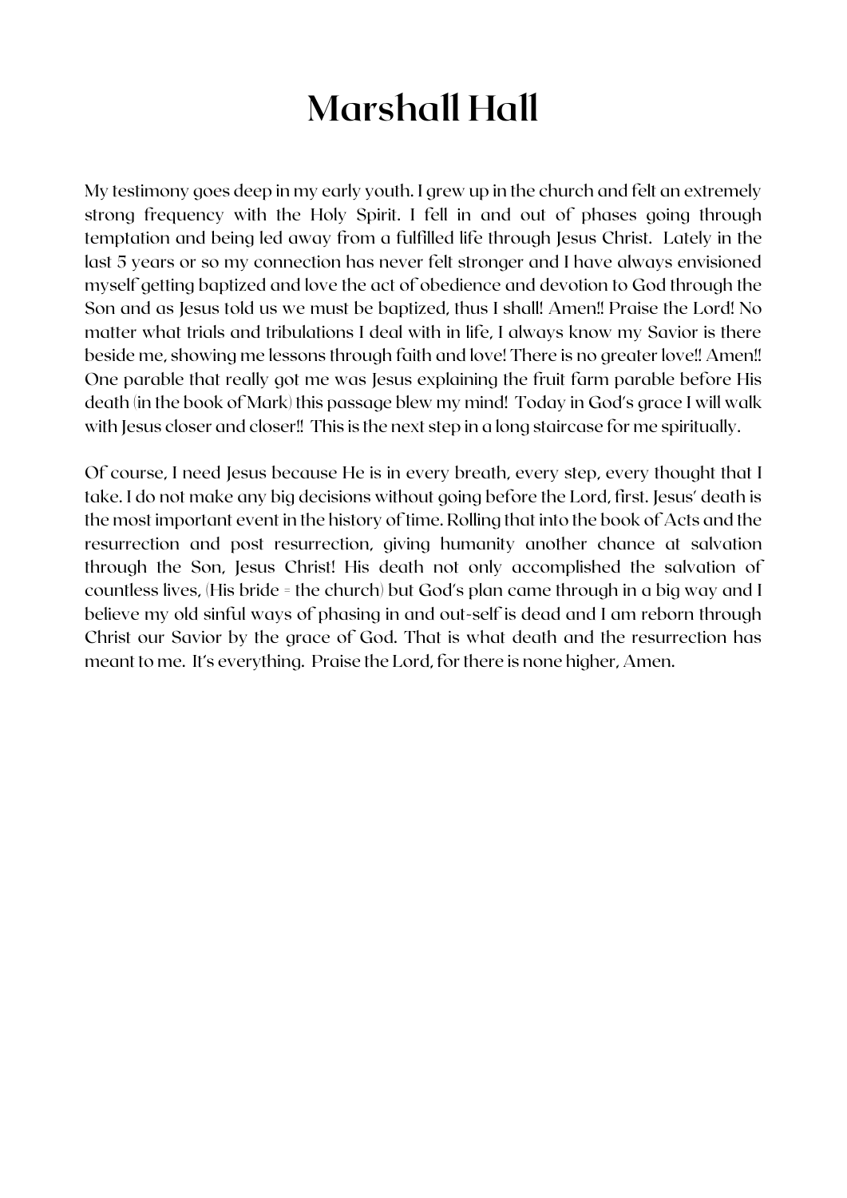# Marshall Hall

My testimony goes deep in my early youth. I grew up in the church and felt an extremely strong frequency with the Holy Spirit. I fell in and out of phases going through temptation and being led away from a fulfilled life through Jesus Christ. Lately in the last 5 years or so my connection has never felt stronger and I have always envisioned myself getting baptized and love the act of obedience and devotion to God through the Son and as Jesus told us we must be baptized, thus I shall! Amen!! Praise the Lord! No matter what trials and tribulations I deal with in life, I always know my Savior is there beside me, showing me lessons through faith and love! There is no greater love!! Amen!! One parable that really got me was Jesus explaining the fruit farm parable before His death (in the book of Mark) this passage blew my mind! Today in God's grace I will walk with Jesus closer and closer!! This is the next step in a long staircase for me spiritually.

Of course, I need Jesus because He is in every breath, every step, every thought that I take. I do not make any big decisions without going before the Lord, first. Jesus' death is the most important event in the history of time. Rolling that into the book of Acts and the resurrection and post resurrection, giving humanity another chance at salvation through the Son, Jesus Christ! His death not only accomplished the salvation of countless lives, (His bride = the church) but God's plan came through in a big way and I believe my old sinful ways of phasing in and out-self is dead and I am reborn through Christ our Savior by the grace of God. That is what death and the resurrection has meant to me. It's everything. Praise the Lord, for there is none higher, Amen.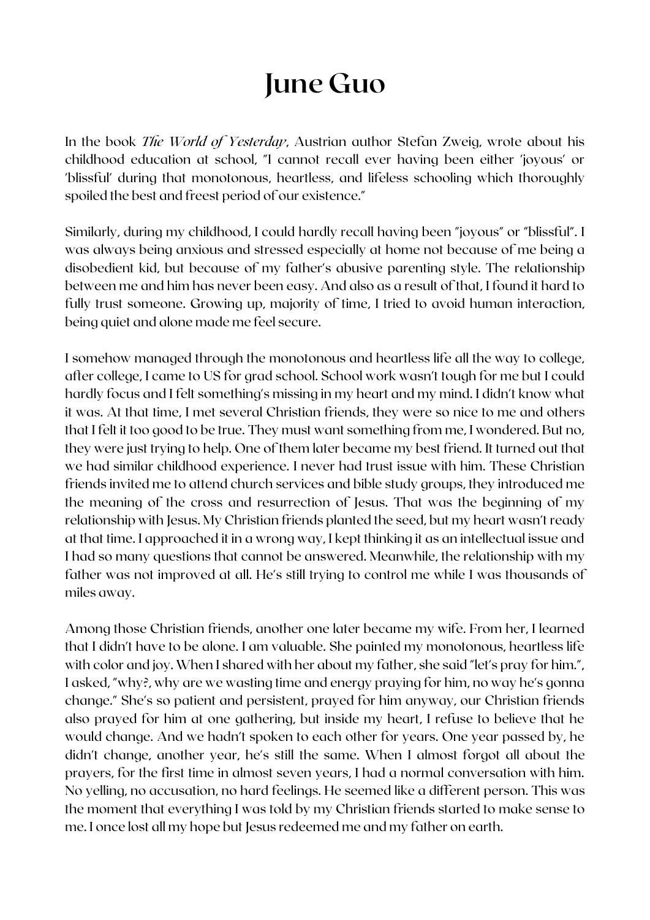# June Guo

In the book *The World of Yesterday*, Austrian author Stefan Zweig, wrote about his childhood education at school, "I cannot recall ever having been either 'joyous' or 'blissful' during that monotonous, heartless, and lifeless schooling which thoroughly spoiled the best and freest period of our existence."

Similarly, during my childhood, I could hardly recall having been "joyous" or "blissful". I was always being anxious and stressed especially at home not because of me being a disobedient kid, but because of my father's abusive parenting style. The relationship between me and him has never been easy. And also as a result of that, I found it hard to fully trust someone. Growing up, majority of time, I tried to avoid human interaction, being quiet and alone made me feel secure.

I somehow managed through the monotonous and heartless life all the way to college, after college, I came to US for grad school. School work wasn't tough for me but I could hardly focus and I felt something's missing in my heart and my mind. I didn't know what it was. At that time, I met several Christian friends, they were so nice to me and others that I felt it too good to be true. They must want something from me, I wondered. But no, they were just trying to help. One of them later became my best friend. It turned out that we had similar childhood experience. I never had trust issue with him. These Christian friends invited me to attend church services and bible study groups, they introduced me the meaning of the cross and resurrection of Jesus. That was the beginning of my relationship with Jesus. My Christian friends planted the seed, but my heart wasn't ready at that time. I approached it in a wrong way, I kept thinking it as an intellectual issue and I had so many questions that cannot be answered. Meanwhile, the relationship with my father was not improved at all. He's still trying to control me while I was thousands of miles away.

Among those Christian friends, another one later became my wife. From her, I learned that I didn't have to be alone. I am valuable. She painted my monotonous, heartless life with color and joy. When I shared with her about my father, she said "let's pray for him.", I asked, "why?, why are we wasting time and energy praying for him, no way he's gonna change." She's so patient and persistent, prayed for him anyway, our Christian friends also prayed for him at one gathering, but inside my heart, I refuse to believe that he would change. And we hadn't spoken to each other for years. One year passed by, he didn't change, another year, he's still the same. When I almost forgot all about the prayers, for the first time in almost seven years, I had a normal conversation with him. No yelling, no accusation, no hard feelings. He seemed like a different person. This was the moment that everything I was told by my Christian friends started to make sense to me. I once lost all my hope but Jesus redeemed me and my father on earth.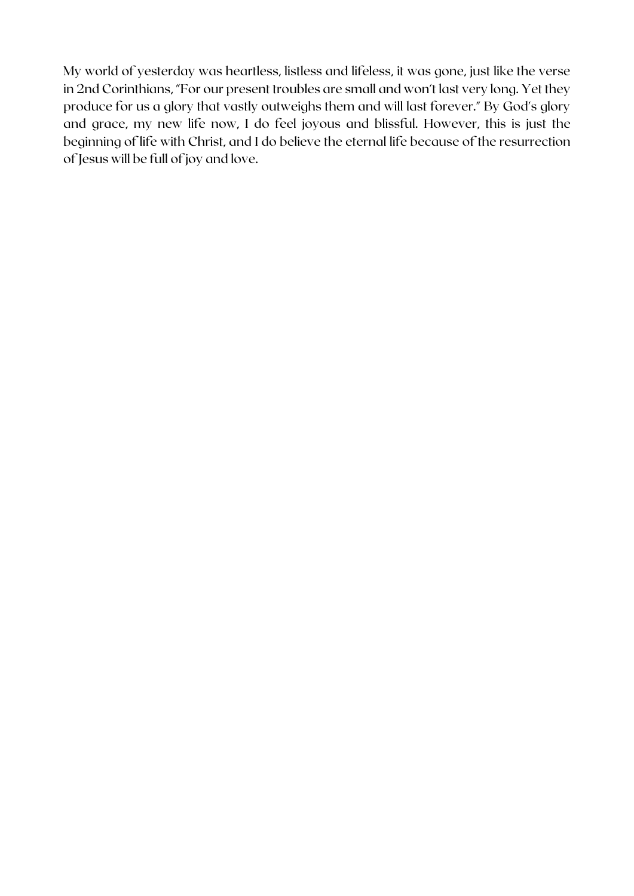My world of yesterday was heartless, listless and lifeless, it was gone, just like the verse in 2nd Corinthians, "For our present troubles are small and won't last very long. Yet they produce for us a glory that vastly outweighs them and will last forever." By God's glory and grace, my new life now, I do feel joyous and blissful. However, this is just the beginning of life with Christ, and I do believe the eternal life because of the resurrection of Jesus will be full of joy and love.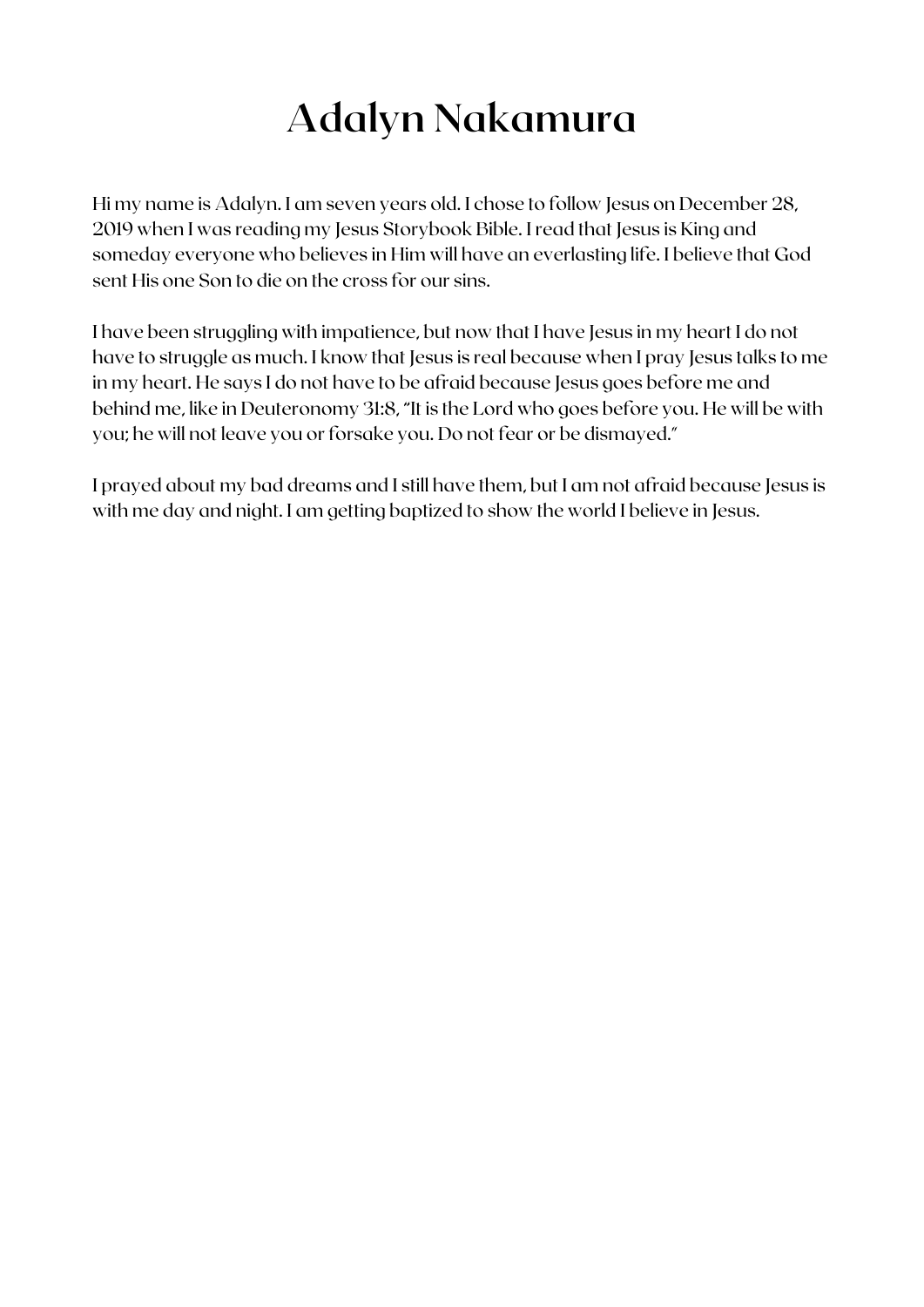# Adalyn Nakamura

Hi my name is Adalyn. I am seven years old. I chose to follow Jesus on December 28, 2019 when I was reading my Jesus Storybook Bible. I read that Jesus is King and someday everyone who believes in Him will have an everlasting life. I believe that God sent His one Son to die on the cross for our sins.

I have been struggling with impatience, but now that I have Jesus in my heart I do not have to struggle as much. I know that Jesus is real because when I pray Jesus talks to me in my heart. He says I do not have to be afraid because Jesus goes before me and behind me, like in Deuteronomy 31:8, "It is the Lord who goes before you. He will be with you; he will not leave you or forsake you. Do not fear or be dismayed."

I prayed about my bad dreams and I still have them, but I am not afraid because Jesus is with me day and night. I am getting baptized to show the world I believe in Jesus.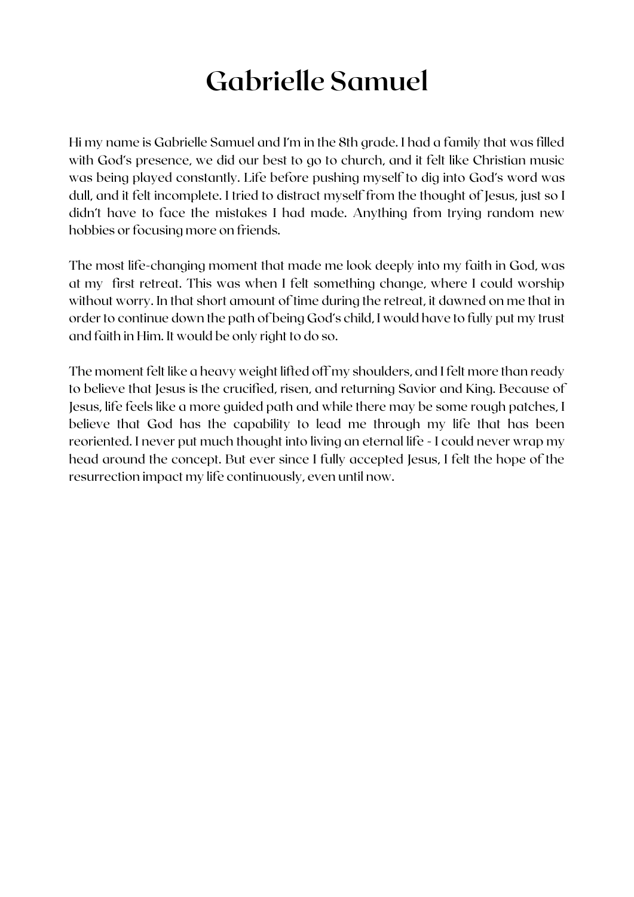# Gabrielle Samuel

Hi my name is Gabrielle Samuel and I'm in the 8th grade. I had a family that was filled with God's presence, we did our best to go to church, and it felt like Christian music was being played constantly. Life before pushing myself to dig into God's word was dull, and it felt incomplete. I tried to distract myself from the thought of Jesus, just so I didn't have to face the mistakes I had made. Anything from trying random new hobbies or focusing more on friends.

The most life-changing moment that made me look deeply into my faith in God, was at my first retreat. This was when I felt something change, where I could worship without worry. In that short amount of time during the retreat, it dawned on me that in order to continue down the path of being God's child, I would have to fully put my trust and faith in Him. It would be only right to do so.

The moment felt like a heavy weight lifted off my shoulders, and I felt more than ready to believe that Jesus is the crucified, risen, and returning Savior and King. Because of Jesus, life feels like a more guided path and while there may be some rough patches, I believe that God has the capability to lead me through my life that has been reoriented. I never put much thought into living an eternal life - I could never wrap my head around the concept. But ever since I fully accepted Jesus, I felt the hope of the resurrection impact my life continuously, even until now.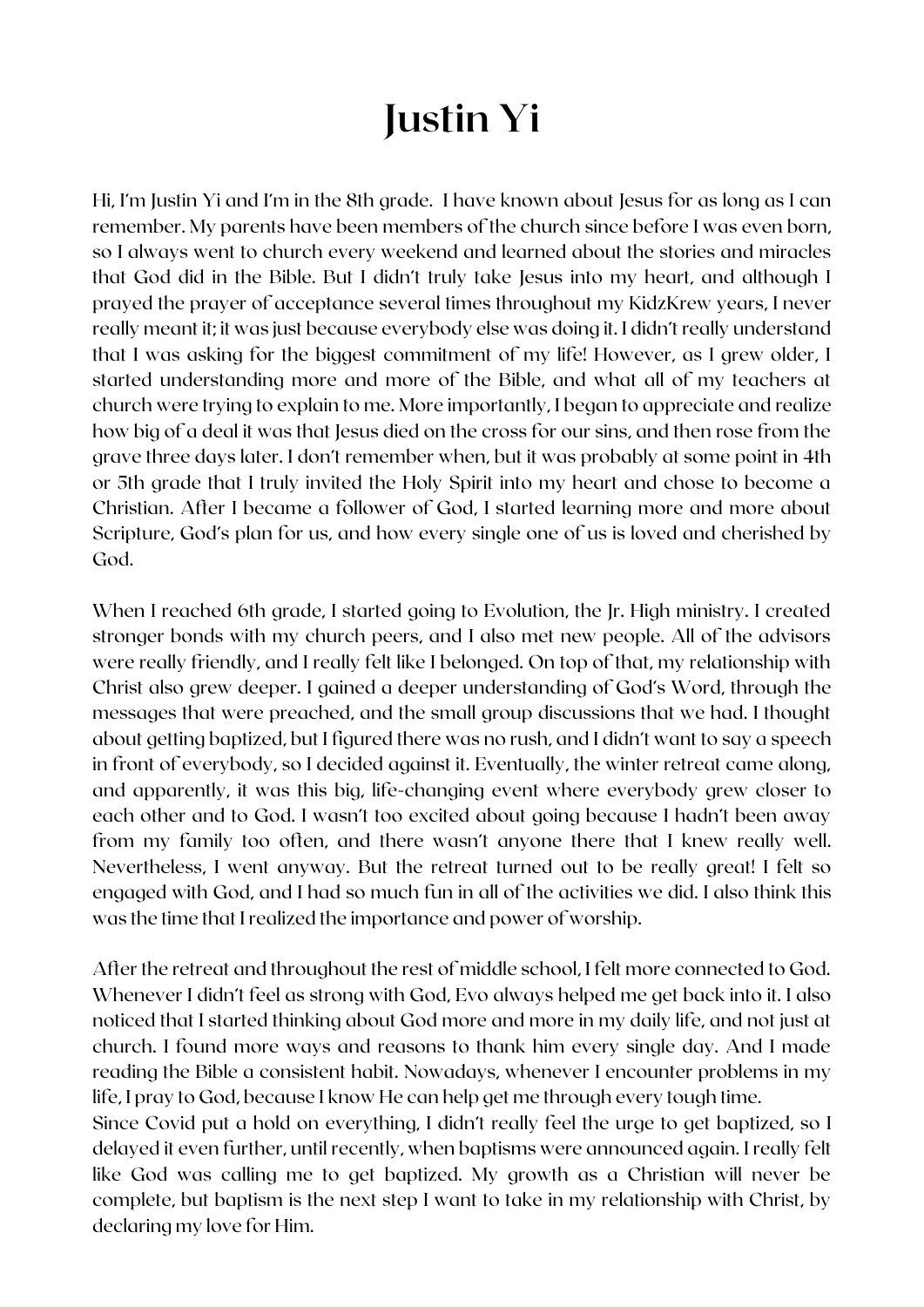# Justin Yi

Hi, I'm Justin Yi and I'm in the 8th grade. I have known about Jesus for as long as I can remember. My parents have been members of the church since before I was even born, so I always went to church every weekend and learned about the stories and miracles that God did in the Bible. But I didn't truly take Jesus into my heart, and although I prayed the prayer of acceptance several times throughout my KidzKrew years, I never really meant it; it was just because everybody else was doing it. I didn't really understand that I was asking for the biggest commitment of my life! However, as I grew older, I started understanding more and more of the Bible, and what all of my teachers at church were trying to explain to me. More importantly, I began to appreciate and realize how big of a deal it was that Jesus died on the cross for our sins, and then rose from the grave three days later. I don't remember when, but it was probably at some point in 4th or 5th grade that I truly invited the Holy Spirit into my heart and chose to become a Christian. After I became a follower of God, I started learning more and more about Scripture, God's plan for us, and how every single one of us is loved and cherished by God.

When I reached 6th grade, I started going to Evolution, the Jr. High ministry. I created stronger bonds with my church peers, and I also met new people. All of the advisors were really friendly, and I really felt like I belonged. On top of that, my relationship with Christ also grew deeper. I gained a deeper understanding of God's Word, through the messages that were preached, and the small group discussions that we had. I thought about getting baptized, but I figured there was no rush, and I didn't want to say a speech in front of everybody, so I decided against it. Eventually, the winter retreat came along, and apparently, it was this big, life-changing event where everybody grew closer to each other and to God. I wasn't too excited about going because I hadn't been away from my family too often, and there wasn't anyone there that I knew really well. Nevertheless, I went anyway. But the retreat turned out to be really great! I felt so engaged with God, and I had so much fun in all of the activities we did. I also think this was the time that I realized the importance and power of worship.

After the retreat and throughout the rest of middle school, I felt more connected to God. Whenever I didn't feel as strong with God, Evo always helped me get back into it. I also noticed that I started thinking about God more and more in my daily life, and not just at church. I found more ways and reasons to thank him every single day. And I made reading the Bible a consistent habit. Nowadays, whenever I encounter problems in my life, I pray to God, because I know He can help get me through every tough time.

Since Covid put a hold on everything, I didn't really feel the urge to get baptized, so I delayed it even further, until recently, when baptisms were announced again. I really felt like God was calling me to get baptized. My growth as a Christian will never be complete, but baptism is the next step I want to take in my relationship with Christ, by declaring my love for Him.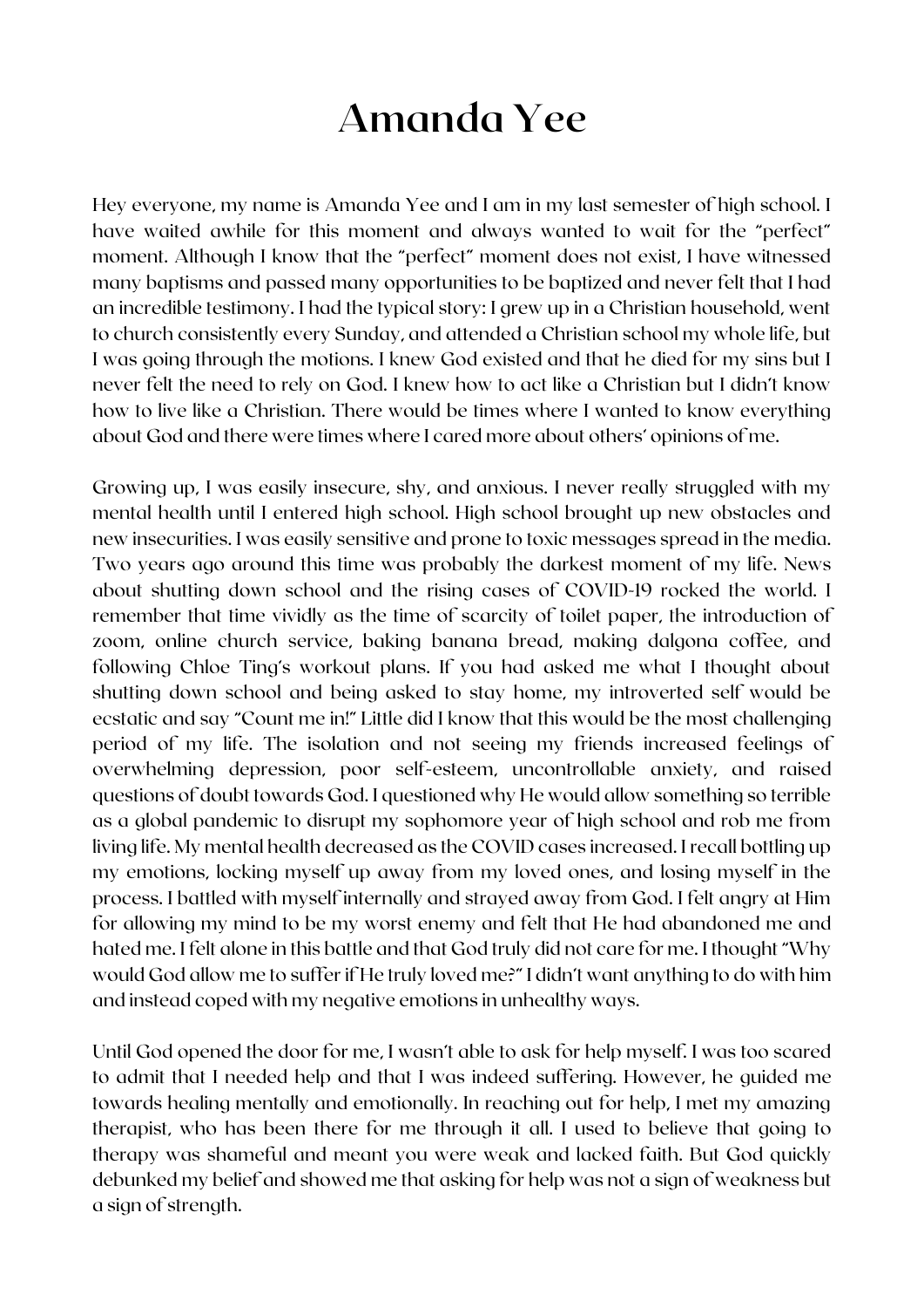# Amanda Yee

Hey everyone, my name is Amanda Yee and I am in my last semester of high school. I have waited awhile for this moment and always wanted to wait for the "perfect" moment. Although I know that the "perfect" moment does not exist, I have witnessed many baptisms and passed many opportunities to be baptized and never felt that I had an incredible testimony. I had the typical story: I grew up in a Christian household, went to church consistently every Sunday, and attended a Christian school my whole life, but I was going through the motions. I knew God existed and that he died for my sins but I never felt the need to rely on God. I knew how to act like a Christian but I didn't know how to live like a Christian. There would be times where I wanted to know everything about God and there were times where I cared more about others' opinions of me.

Growing up, I was easily insecure, shy, and anxious. I never really struggled with my mental health until I entered high school. High school brought up new obstacles and new insecurities. I was easily sensitive and prone to toxic messages spread in the media. Two years ago around this time was probably the darkest moment of my life. News about shutting down school and the rising cases of COVID-19 rocked the world. I remember that time vividly as the time of scarcity of toilet paper, the introduction of zoom, online church service, baking banana bread, making dalgona coffee, and following Chloe Ting's workout plans. If you had asked me what I thought about shutting down school and being asked to stay home, my introverted self would be ecstatic and say "Count me in!" Little did I know that this would be the most challenging period of my life. The isolation and not seeing my friends increased feelings of overwhelming depression, poor self-esteem, uncontrollable anxiety, and raised questions of doubt towards God. I questioned why He would allow something so terrible as a global pandemic to disrupt my sophomore year of high school and rob me from living life. My mental health decreased as the COVID cases increased. I recall bottling up my emotions, locking myself up away from my loved ones, and losing myself in the process. I battled with myself internally and strayed away from God. I felt angry at Him for allowing my mind to be my worst enemy and felt that He had abandoned me and hated me. I felt alone in this battle and that God truly did not care for me. I thought "Why would God allow me to suffer if He truly loved me?" I didn't want anything to do with him and instead coped with my negative emotions in unhealthy ways.

Until God opened the door for me, I wasn't able to ask for help myself. I was too scared to admit that I needed help and that I was indeed suffering. However, he guided me towards healing mentally and emotionally. In reaching out for help, I met my amazing therapist, who has been there for me through it all. I used to believe that going to therapy was shameful and meant you were weak and lacked faith. But God quickly debunked my belief and showed me that asking for help was not a sign of weakness but a sign of strength.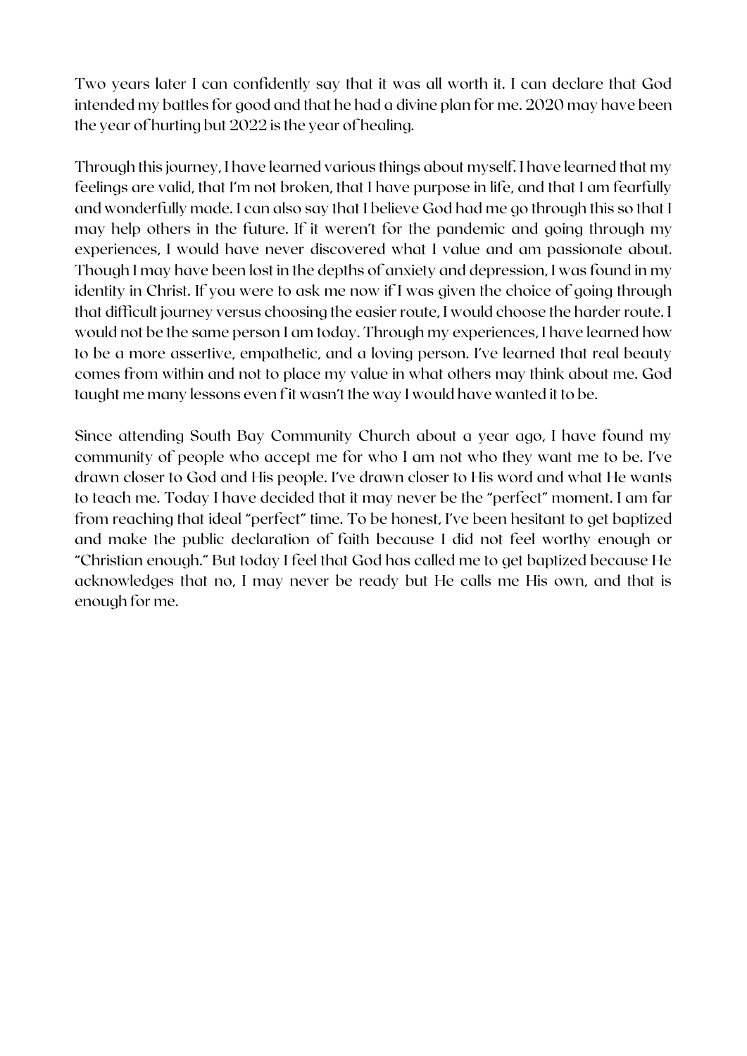Two years later I can confidently say that it was all worth it. I can declare that God intended my battles for good and that he had a divine plan for me. 2020 may have been the year of hurting but 2022 is the year of healing.

Through this journey, I have learned various things about myself. I have learned that my feelings are valid, that I'm not broken, that I have purpose in life, and that I am fearfully and wonderfully made. I can also say that I believe God had me go through this so that I may help others in the future. If it weren't for the pandemic and going through my experiences, I would have never discovered what I value and am passionate about. Though I may have been lost in the depths of anxiety and depression, I was found in my identity in Christ. If you were to ask me now if I was given the choice of going through that difficult journey versus choosing the easier route, I would choose the harder route. I would not be the same person I am today. Through my experiences, I have learned how to be a more assertive, empathetic, and a loving person. I've learned that real beauty comes from within and not to place my value in what others may think about me. God taught me many lessons even f it wasn't the way I would have wanted it to be.

Since attending South Bay Community Church about a year ago, I have found my community of people who accept me for who I am not who they want me to be. I've drawn closer to God and His people. I've drawn closer to His word and what He wants to teach me. Today I have decided that it may never be the "perfect" moment. I am far from reaching that ideal "perfect" time. To be honest, I've been hesitant to get baptized and make the public declaration of faith because I did not feel worthy enough or "Christian enough." But today I feel that God has called me to get baptized because He acknowledges that no, I may never be ready but He calls me His own, and that is enough for me.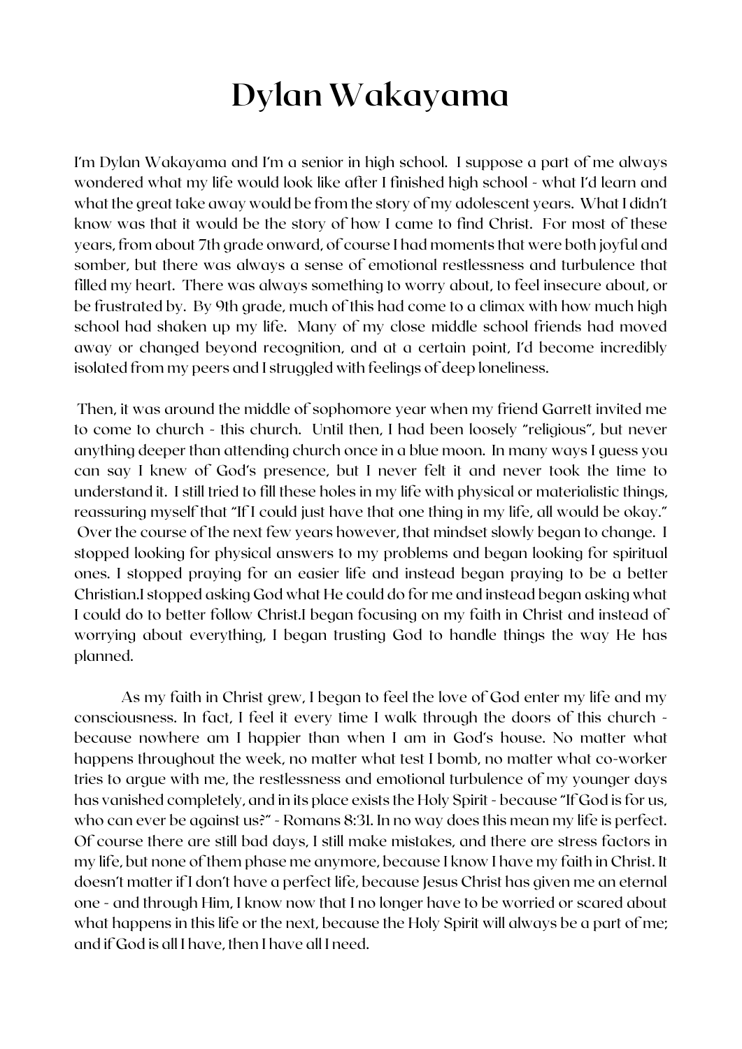# Dylan Wakayama

I'm Dylan Wakayama and I'm a senior in high school. I suppose a part of me always wondered what my life would look like after I finished high school - what I'd learn and what the great take away would be from the story of my adolescent years. What I didn't know was that it would be the story of how I came to find Christ. For most of these years, from about 7th grade onward, of course I had moments that were both joyful and somber, but there was always a sense of emotional restlessness and turbulence that filled my heart. There was always something to worry about, to feel insecure about, or be frustrated by. By 9th grade, much of this had come to a climax with how much high school had shaken up my life. Many of my close middle school friends had moved away or changed beyond recognition, and at a certain point, I'd become incredibly isolated from my peers and I struggled with feelings of deep loneliness.

Then, it was around the middle of sophomore year when my friend Garrett invited me to come to church - this church. Until then, I had been loosely "religious", but never anything deeper than attending church once in a blue moon. In many ways I guess you can say I knew of God's presence, but I never felt it and never took the time to understand it. I still tried to fill these holes in my life with physical or materialistic things, reassuring myself that "If I could just have that one thing in my life, all would be okay." Over the course of the next few years however, that mindset slowly began to change. I stopped looking for physical answers to my problems and began looking for spiritual ones. I stopped praying for an easier life and instead began praying to be a better Christian.I stopped asking God what He could do for me and instead began asking what I could do to better follow Christ.I began focusing on my faith in Christ and instead of worrying about everything, I began trusting God to handle things the way He has planned.

As my faith in Christ grew, I began to feel the love of God enter my life and my consciousness. In fact, I feel it every time I walk through the doors of this church - because nowhere am I happier than when I am in God's house. No matter what happens throughout the week, no matter what test I bomb, no matter what co-worker tries to argue with me, the restlessness and emotional turbulence of my younger days has vanished completely, and in its place exists the Holy Spirit - because "If God is for us, who can ever be against us?" - Romans 8:31. In no way does this mean my life is perfect. Of course there are still bad days, I still make mistakes, and there are stress factors in my life, but none of them phase me anymore, because I know I have my faith in Christ. It doesn't matter if I don't have a perfect life, because Jesus Christ has given me an eternal one - and through Him, I know now that I no longer have to be worried or scared about what happens in this life or the next, because the Holy Spirit will always be a part of me; and if God is all I have, then I have all I need.